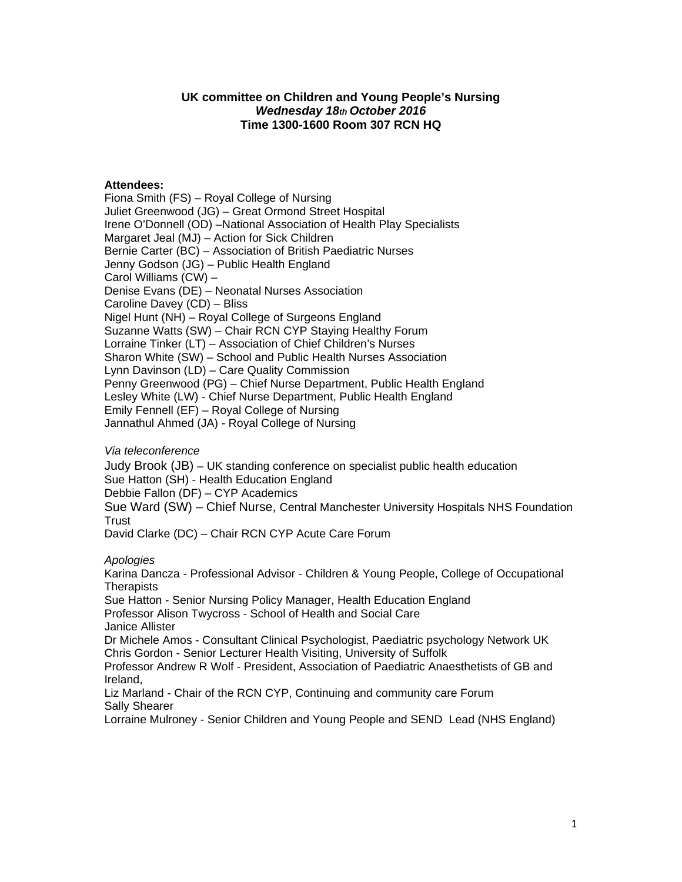**UK committee on Children and Young People's Nursing**
***Wednesday 18th October 2016***
**Time 1300-1600 Room 307 RCN HQ**

**Attendees:**
Fiona Smith (FS) – Royal College of Nursing
Juliet Greenwood (JG) – Great Ormond Street Hospital
Irene O'Donnell (OD) –National Association of Health Play Specialists
Margaret Jeal (MJ) – Action for Sick Children
Bernie Carter (BC) – Association of British Paediatric Nurses
Jenny Godson (JG) – Public Health England
Carol Williams (CW) –
Denise Evans (DE) – Neonatal Nurses Association
Caroline Davey (CD) – Bliss
Nigel Hunt (NH) – Royal College of Surgeons England
Suzanne Watts (SW) – Chair RCN CYP Staying Healthy Forum
Lorraine Tinker (LT) – Association of Chief Children's Nurses
Sharon White (SW) – School and Public Health Nurses Association
Lynn Davinson (LD) – Care Quality Commission
Penny Greenwood (PG) – Chief Nurse Department, Public Health England
Lesley White (LW) - Chief Nurse Department, Public Health England
Emily Fennell (EF) – Royal College of Nursing
Jannathul Ahmed (JA) - Royal College of Nursing

*Via teleconference*
Judy Brook (JB) – UK standing conference on specialist public health education
Sue Hatton (SH) - Health Education England
Debbie Fallon (DF) – CYP Academics
Sue Ward (SW) – Chief Nurse, Central Manchester University Hospitals NHS Foundation Trust
David Clarke (DC) – Chair RCN CYP Acute Care Forum

*Apologies*
Karina Dancza - Professional Advisor - Children & Young People, College of Occupational Therapists
Sue Hatton - Senior Nursing Policy Manager, Health Education England
Professor Alison Twycross - School of Health and Social Care
Janice Allister
Dr Michele Amos - Consultant Clinical Psychologist, Paediatric psychology Network UK
Chris Gordon - Senior Lecturer Health Visiting, University of Suffolk
Professor Andrew R Wolf - President, Association of Paediatric Anaesthetists of GB and Ireland,
Liz Marland - Chair of the RCN CYP, Continuing and community care Forum
Sally Shearer
Lorraine Mulroney - Senior Children and Young People and SEND Lead (NHS England)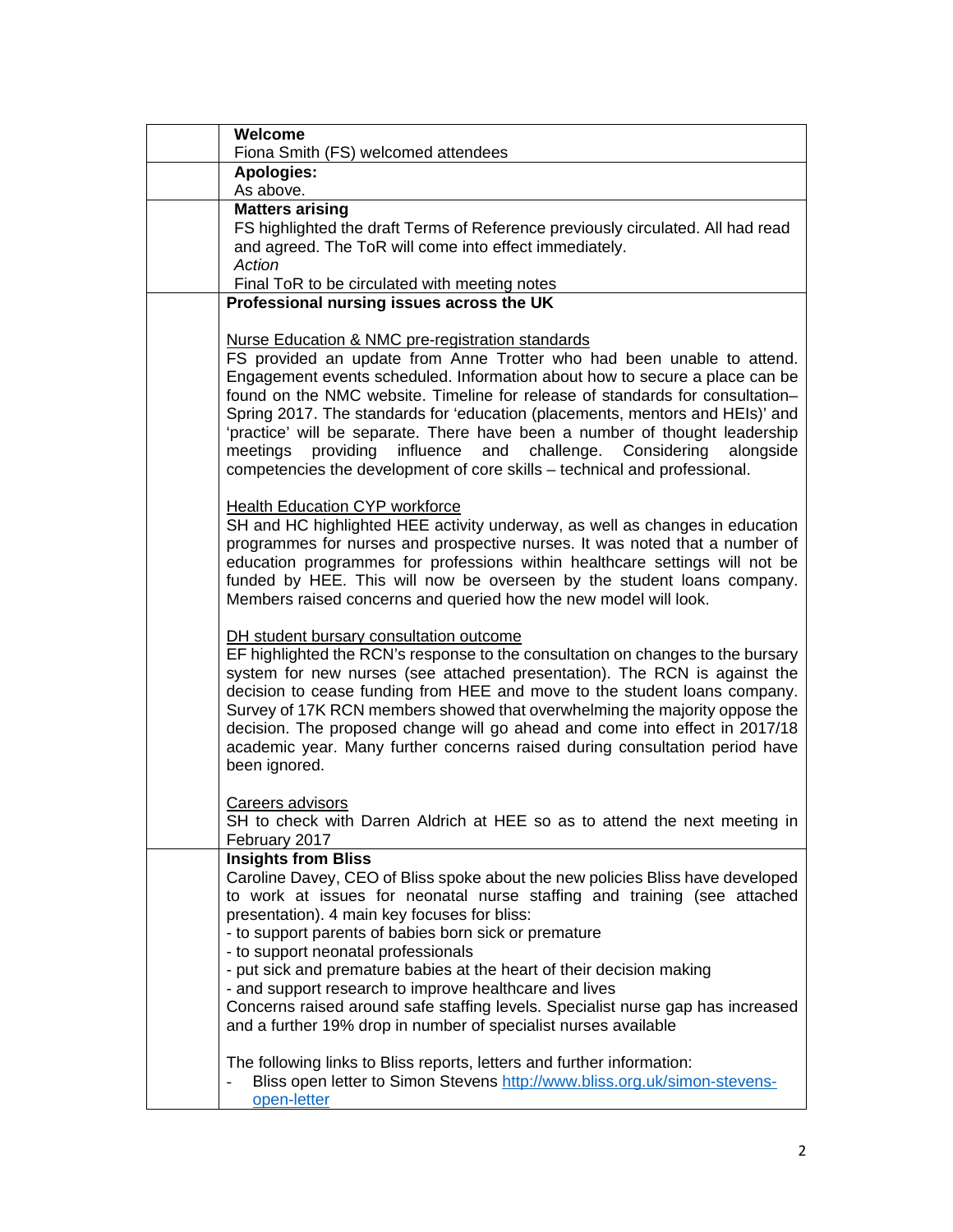| | |
|---|---|
| | **Welcome**<br>Fiona Smith (FS) welcomed attendees |
| | **Apologies:**<br>As above. |
| | **Matters arising**<br>FS highlighted the draft Terms of Reference previously circulated. All had read and agreed. The ToR will come into effect immediately.<br>*Action*<br>Final ToR to be circulated with meeting notes |
| | **Professional nursing issues across the UK**<br><br>Nurse Education & NMC pre-registration standards<br>FS provided an update from Anne Trotter who had been unable to attend. Engagement events scheduled. Information about how to secure a place can be found on the NMC website. Timeline for release of standards for consultation– Spring 2017. The standards for 'education (placements, mentors and HEIs)' and 'practice' will be separate. There have been a number of thought leadership meetings providing influence and challenge. Considering alongside competencies the development of core skills – technical and professional.<br><br>Health Education CYP workforce<br>SH and HC highlighted HEE activity underway, as well as changes in education programmes for nurses and prospective nurses. It was noted that a number of education programmes for professions within healthcare settings will not be funded by HEE. This will now be overseen by the student loans company. Members raised concerns and queried how the new model will look.<br><br>DH student bursary consultation outcome<br>EF highlighted the RCN's response to the consultation on changes to the bursary system for new nurses (see attached presentation). The RCN is against the decision to cease funding from HEE and move to the student loans company. Survey of 17K RCN members showed that overwhelming the majority oppose the decision. The proposed change will go ahead and come into effect in 2017/18 academic year. Many further concerns raised during consultation period have been ignored.<br><br>Careers advisors<br>SH to check with Darren Aldrich at HEE so as to attend the next meeting in February 2017 |
| | **Insights from Bliss**<br>Caroline Davey, CEO of Bliss spoke about the new policies Bliss have developed to work at issues for neonatal nurse staffing and training (see attached presentation). 4 main key focuses for bliss:<br>- to support parents of babies born sick or premature<br>- to support neonatal professionals<br>- put sick and premature babies at the heart of their decision making<br>- and support research to improve healthcare and lives<br>Concerns raised around safe staffing levels. Specialist nurse gap has increased and a further 19% drop in number of specialist nurses available<br><br>The following links to Bliss reports, letters and further information:<br>- Bliss open letter to Simon Stevens http://www.bliss.org.uk/simon-stevens-open-letter |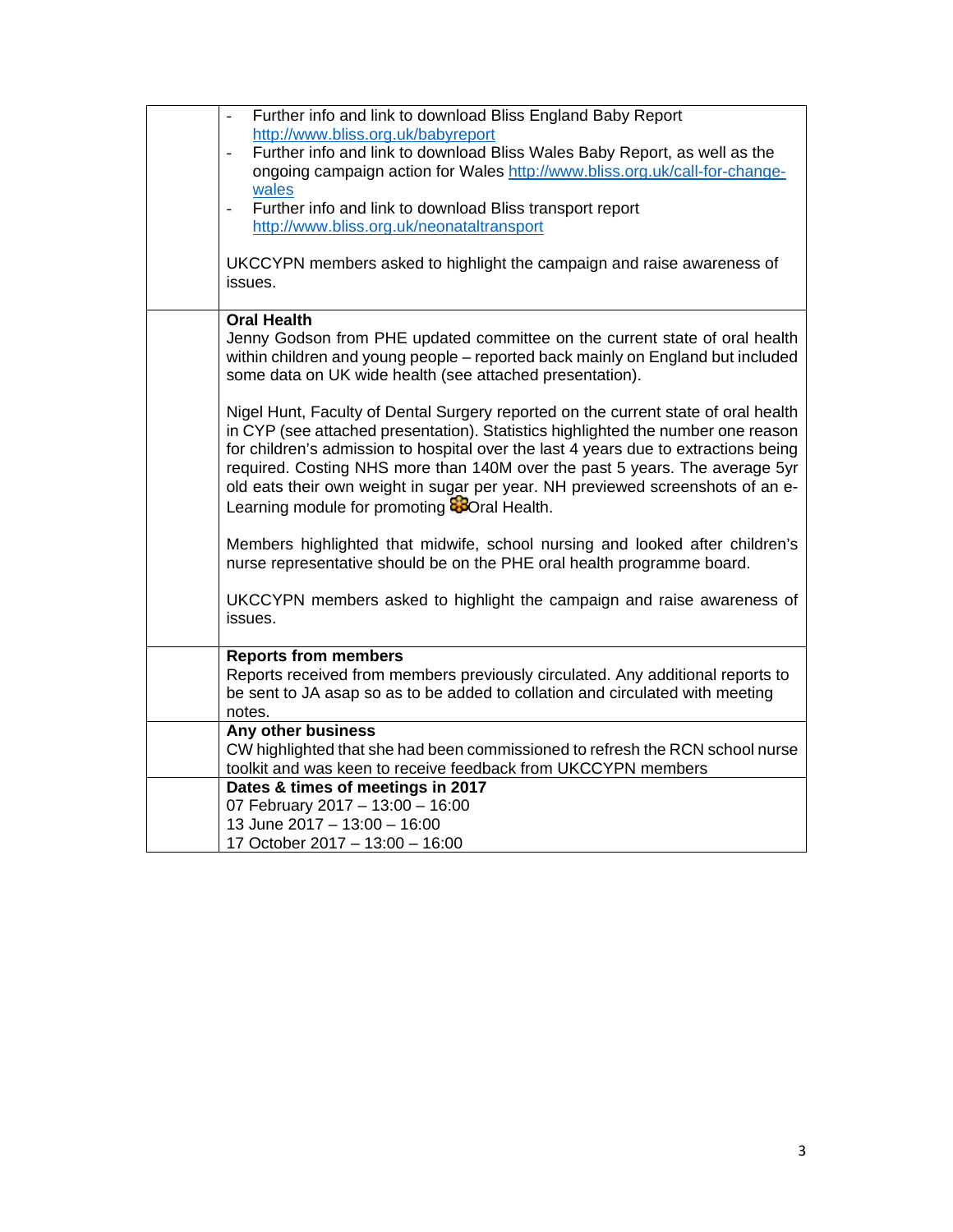| | |
|---|---|
| | - Further info and link to download Bliss England Baby Report http://www.bliss.org.uk/babyreport<br>- Further info and link to download Bliss Wales Baby Report, as well as the ongoing campaign action for Wales http://www.bliss.org.uk/call-for-change-wales<br>- Further info and link to download Bliss transport report http://www.bliss.org.uk/neonataltransport<br><br>UKCCYPN members asked to highlight the campaign and raise awareness of issues. |
| | **Oral Health**<br>Jenny Godson from PHE updated committee on the current state of oral health within children and young people – reported back mainly on England but included some data on UK wide health (see attached presentation).<br><br>Nigel Hunt, Faculty of Dental Surgery reported on the current state of oral health in CYP (see attached presentation). Statistics highlighted the number one reason for children's admission to hospital over the last 4 years due to extractions being required. Costing NHS more than 140M over the past 5 years. The average 5yr old eats their own weight in sugar per year. NH previewed screenshots of an e-Learning module for promoting Oral Health.<br><br>Members highlighted that midwife, school nursing and looked after children's nurse representative should be on the PHE oral health programme board.<br><br>UKCCYPN members asked to highlight the campaign and raise awareness of issues. |
| | **Reports from members**<br>Reports received from members previously circulated. Any additional reports to be sent to JA asap so as to be added to collation and circulated with meeting notes. |
| | **Any other business**<br>CW highlighted that she had been commissioned to refresh the RCN school nurse toolkit and was keen to receive feedback from UKCCYPN members |
| | **Dates & times of meetings in 2017**<br>07 February 2017 – 13:00 – 16:00<br>13 June 2017 – 13:00 – 16:00<br>17 October 2017 – 13:00 – 16:00 |